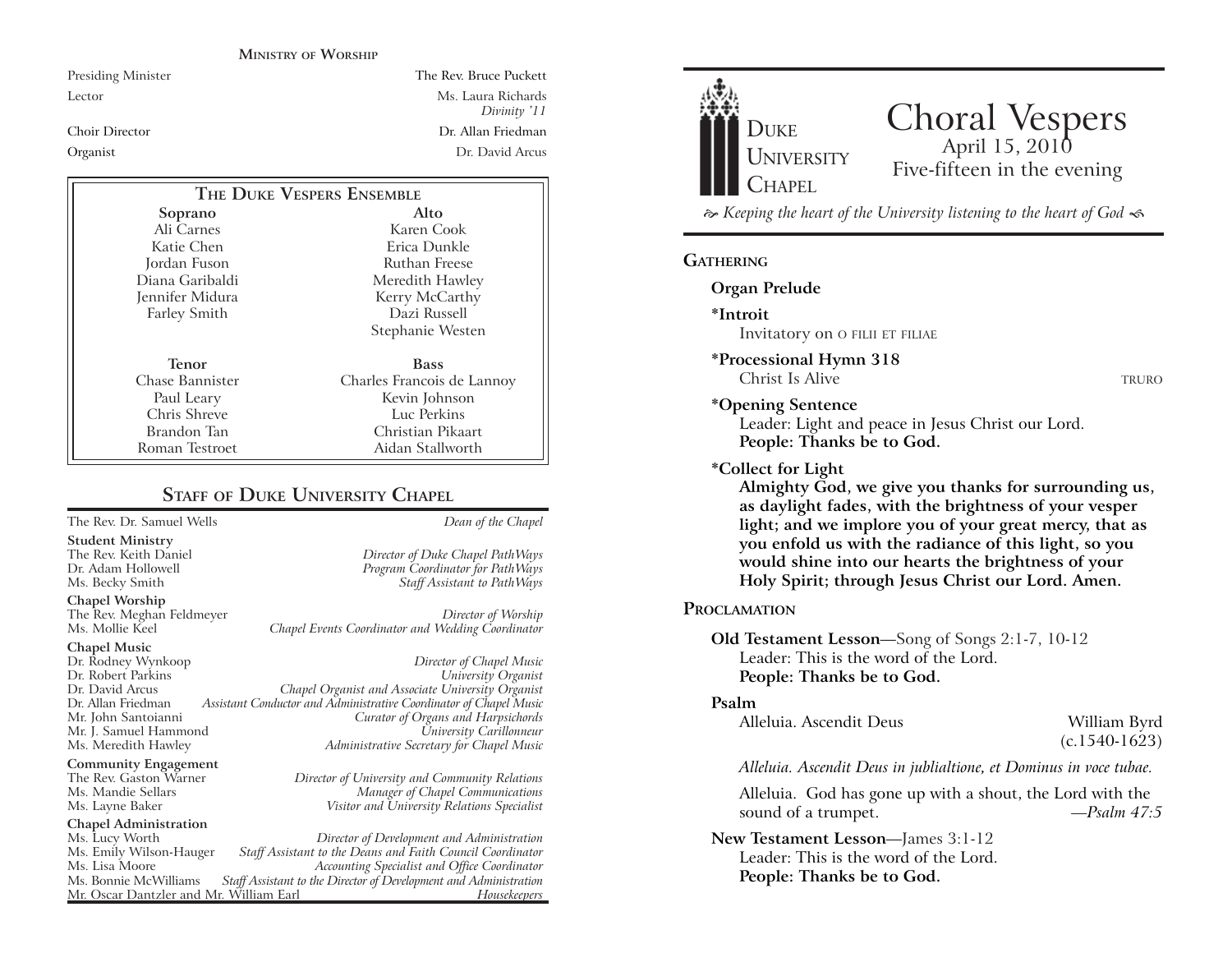## Ministry of Worship

| | |
|---|---|
| Presiding Minister | The Rev. Bruce Puckett |
| Lector | Ms. Laura Richards *Divinity '11* |
| Choir Director | Dr. Allan Friedman |
| Organist | Dr. David Arcus |

### The Duke Vespers Ensemble

| Soprano | Alto |
|---|---|
| Ali Carnes | Karen Cook |
| Katie Chen | Erica Dunkle |
| Jordan Fuson | Ruthan Freese |
| Diana Garibaldi | Meredith Hawley |
| Jennifer Midura | Kerry McCarthy |
| Farley Smith | Dazi Russell |
| | Stephanie Westen |

| Tenor | Bass |
|---|---|
| Chase Bannister | Charles Francois de Lannoy |
| Paul Leary | Kevin Johnson |
| Chris Shreve | Luc Perkins |
| Brandon Tan | Christian Pikaart |
| Roman Testroet | Aidan Stallworth |

## Staff of Duke University Chapel

The Rev. Dr. Samuel Wells — *Dean of the Chapel*

**Student Ministry**
The Rev. Keith Daniel — *Director of Duke Chapel PathWays*
Dr. Adam Hollowell — *Program Coordinator for PathWays*
Ms. Becky Smith — *Staff Assistant to PathWays*

**Chapel Worship**
The Rev. Meghan Feldmeyer — *Director of Worship*
Ms. Mollie Keel — *Chapel Events Coordinator and Wedding Coordinator*

**Chapel Music**
Dr. Rodney Wynkoop — *Director of Chapel Music*
Dr. Robert Parkins — *University Organist*
Dr. David Arcus — *Chapel Organist and Associate University Organist*
Dr. Allan Friedman — *Assistant Conductor and Administrative Coordinator of Chapel Music*
Mr. John Santoianni — *Curator of Organs and Harpsichords*
Mr. J. Samuel Hammond — *University Carillonneur*
Ms. Meredith Hawley — *Administrative Secretary for Chapel Music*

**Community Engagement**
The Rev. Gaston Warner — *Director of University and Community Relations*
Ms. Mandie Sellars — *Manager of Chapel Communications*
Ms. Layne Baker — *Visitor and University Relations Specialist*

**Chapel Administration**
Ms. Lucy Worth — *Director of Development and Administration*
Ms. Emily Wilson-Hauger — *Staff Assistant to the Deans and Faith Council Coordinator*
Ms. Lisa Moore — *Accounting Specialist and Office Coordinator*
Ms. Bonnie McWilliams — *Staff Assistant to the Director of Development and Administration*
Mr. Oscar Dantzler and Mr. William Earl — *Housekeepers*

---

Duke University Chapel

# Choral Vespers

April 15, 2010
Five-fifteen in the evening

*Keeping the heart of the University listening to the heart of God*

## Gathering

**Organ Prelude**

**\*Introit**
Invitatory on O FILII ET FILIAE

**\*Processional Hymn 318**
Christ Is Alive — TRURO

**\*Opening Sentence**
Leader: Light and peace in Jesus Christ our Lord.
**People: Thanks be to God.**

**\*Collect for Light**
**Almighty God, we give you thanks for surrounding us, as daylight fades, with the brightness of your vesper light; and we implore you of your great mercy, that as you enfold us with the radiance of this light, so you would shine into our hearts the brightness of your Holy Spirit; through Jesus Christ our Lord. Amen.**

## Proclamation

**Old Testament Lesson**—Song of Songs 2:1-7, 10-12
Leader: This is the word of the Lord.
**People: Thanks be to God.**

**Psalm**
Alleluia. Ascendit Deus — William Byrd (c.1540-1623)

*Alleluia. Ascendit Deus in jublialtione, et Dominus in voce tubae.*

Alleluia. God has gone up with a shout, the Lord with the sound of a trumpet. —*Psalm 47:5*

**New Testament Lesson**—James 3:1-12
Leader: This is the word of the Lord.
**People: Thanks be to God.**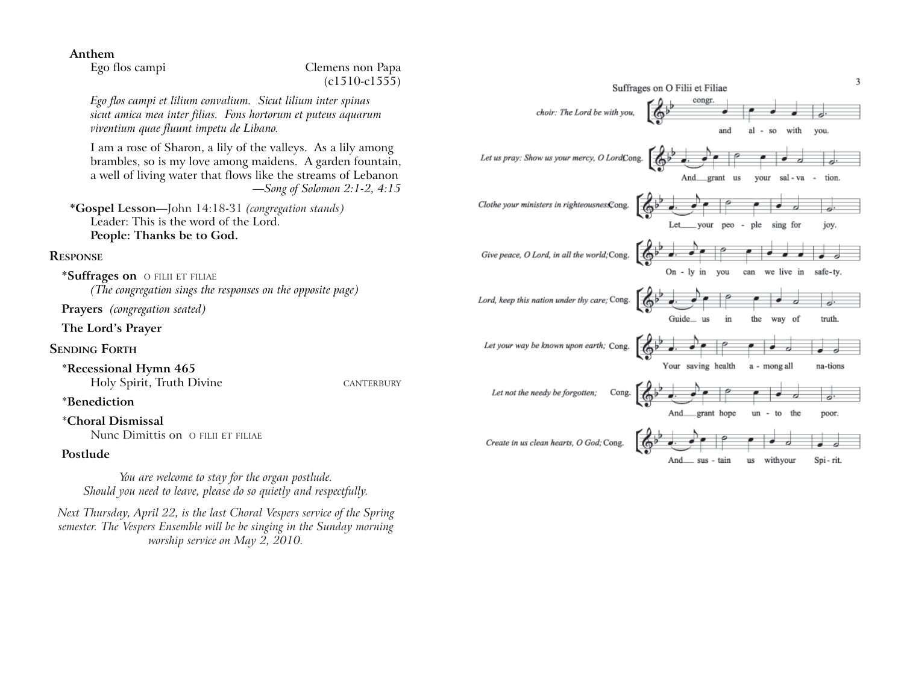**Anthem**

Ego flos campi — Clemens non Papa (c1510-c1555)

*Ego flos campi et lilium convalium. Sicut lilium inter spinas sicut amica mea inter filias. Fons hortorum et puteus aquarum viventium quae fluunt impetu de Libano.*

I am a rose of Sharon, a lily of the valleys. As a lily among brambles, so is my love among maidens. A garden fountain, a well of living water that flows like the streams of Lebanon
—*Song of Solomon 2:1-2, 4:15*

**\*Gospel Lesson**—John 14:18-31 *(congregation stands)*
Leader: This is the word of the Lord.
**People: Thanks be to God.**

## Response

**\*Suffrages on** O FILII ET FILIAE
*(The congregation sings the responses on the opposite page)*

**Prayers** *(congregation seated)*

**The Lord's Prayer**

## Sending Forth

\***Recessional Hymn 465**
Holy Spirit, Truth Divine — CANTERBURY

\***Benediction**

\***Choral Dismissal**
Nunc Dimittis on O FILII ET FILIAE

**Postlude**

*You are welcome to stay for the organ postlude. Should you need to leave, please do so quietly and respectfully.*

*Next Thursday, April 22, is the last Choral Vespers service of the Spring semester. The Vespers Ensemble will be be singing in the Sunday morning worship service on May 2, 2010.*

Suffrages on O Filii et Filiae

*choir: The Lord be with you,* congr. and al - so with you.

*Let us pray: Show us your mercy, O Lord;* Cong. And grant us your sal - va - tion.

*Clothe your ministers in righteousness;* Cong. Let your peo - ple sing for joy.

*Give peace, O Lord, in all the world;* Cong. On - ly in you can we live in safe-ty.

*Lord, keep this nation under thy care;* Cong. Guide us in the way of truth.

*Let your way be known upon earth;* Cong. Your saving health a - mong all na-tions

*Let not the needy be forgotten;* Cong. And grant hope un - to the poor.

*Create in us clean hearts, O God;* Cong. And sus - tain us withyour Spi - rit.